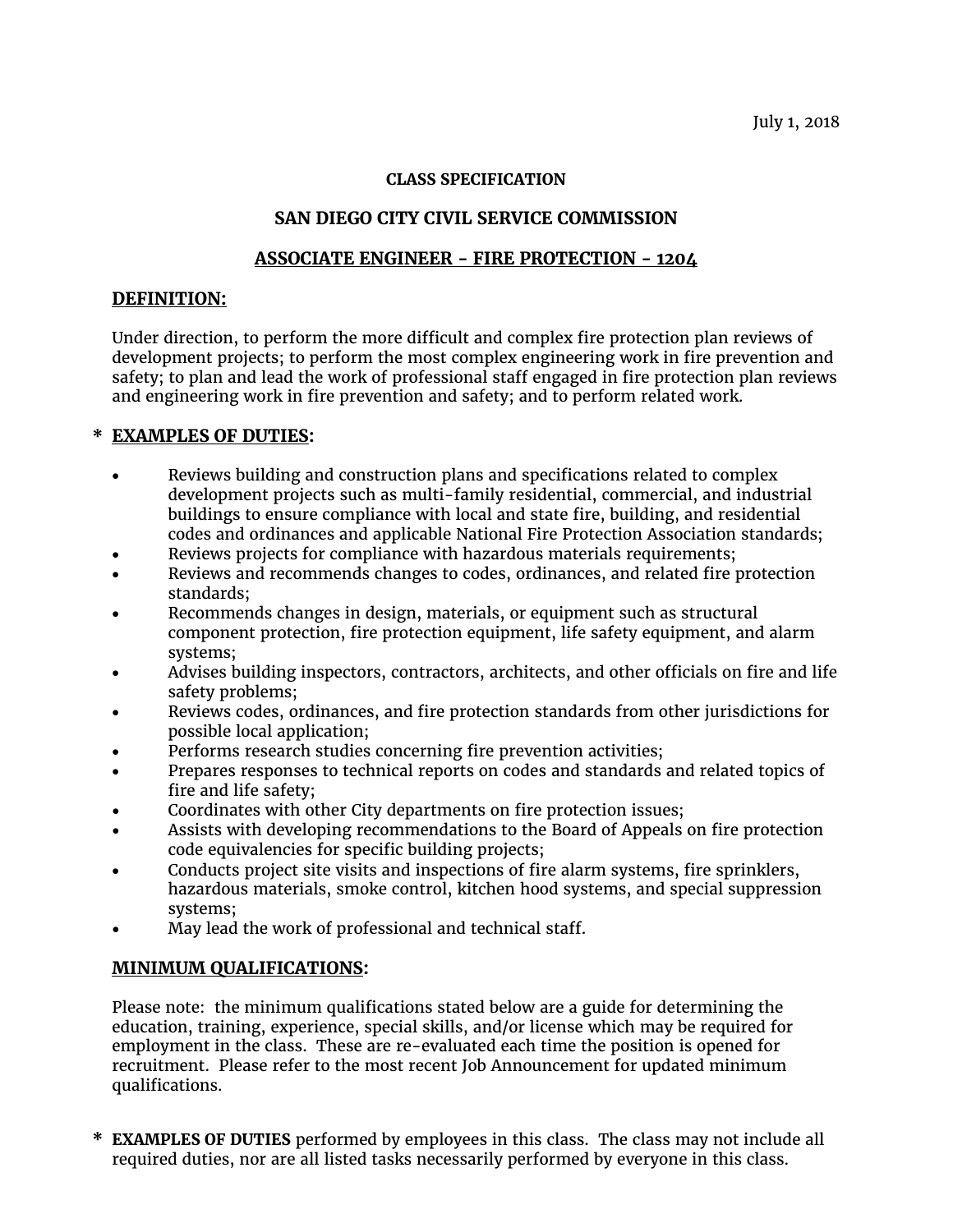July 1, 2018

**CLASS SPECIFICATION**

**SAN DIEGO CITY CIVIL SERVICE COMMISSION**

**ASSOCIATE ENGINEER - FIRE PROTECTION - 1204**

## DEFINITION:

Under direction, to perform the more difficult and complex fire protection plan reviews of development projects; to perform the most complex engineering work in fire prevention and safety; to plan and lead the work of professional staff engaged in fire protection plan reviews and engineering work in fire prevention and safety; and to perform related work.

## * EXAMPLES OF DUTIES:

- Reviews building and construction plans and specifications related to complex development projects such as multi-family residential, commercial, and industrial buildings to ensure compliance with local and state fire, building, and residential codes and ordinances and applicable National Fire Protection Association standards;
- Reviews projects for compliance with hazardous materials requirements;
- Reviews and recommends changes to codes, ordinances, and related fire protection standards;
- Recommends changes in design, materials, or equipment such as structural component protection, fire protection equipment, life safety equipment, and alarm systems;
- Advises building inspectors, contractors, architects, and other officials on fire and life safety problems;
- Reviews codes, ordinances, and fire protection standards from other jurisdictions for possible local application;
- Performs research studies concerning fire prevention activities;
- Prepares responses to technical reports on codes and standards and related topics of fire and life safety;
- Coordinates with other City departments on fire protection issues;
- Assists with developing recommendations to the Board of Appeals on fire protection code equivalencies for specific building projects;
- Conducts project site visits and inspections of fire alarm systems, fire sprinklers, hazardous materials, smoke control, kitchen hood systems, and special suppression systems;
- May lead the work of professional and technical staff.

## MINIMUM QUALIFICATIONS:

Please note: the minimum qualifications stated below are a guide for determining the education, training, experience, special skills, and/or license which may be required for employment in the class. These are re-evaluated each time the position is opened for recruitment. Please refer to the most recent Job Announcement for updated minimum qualifications.

\* **EXAMPLES OF DUTIES** performed by employees in this class. The class may not include all required duties, nor are all listed tasks necessarily performed by everyone in this class.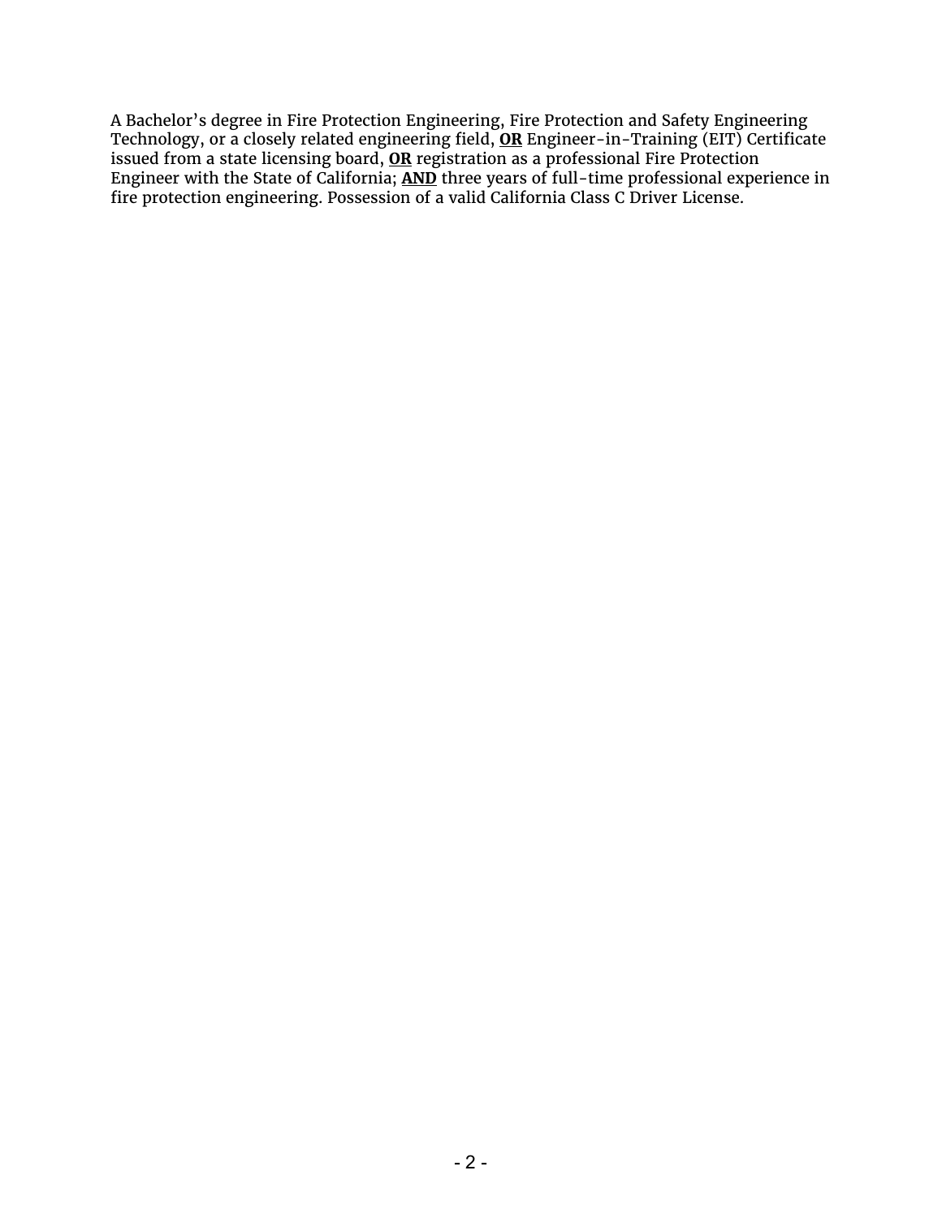A Bachelor's degree in Fire Protection Engineering, Fire Protection and Safety Engineering Technology, or a closely related engineering field, **OR** Engineer-in-Training (EIT) Certificate issued from a state licensing board, **OR** registration as a professional Fire Protection Engineer with the State of California; **AND** three years of full-time professional experience in fire protection engineering. Possession of a valid California Class C Driver License.